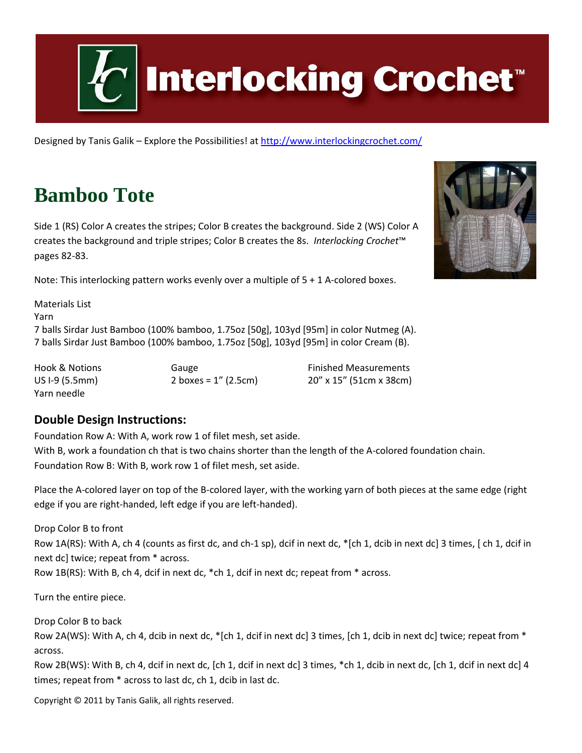# Interlocking Crochet™

Designed by Tanis Galik – Explore the Possibilities! at http://www.interlockingcrochet.com/

## Bamboo Tote

Side 1 (RS) Color A creates the stripes; Color B creates the background. Side 2 (WS) Color A creates the background and triple stripes; Color B creates the 8s. *Interlocking Crochet*™ pages 82-83.

Note: This interlocking pattern works evenly over a multiple of 5 + 1 A-colored boxes.

Materials List
Yarn
7 balls Sirdar Just Bamboo (100% bamboo, 1.75oz [50g], 103yd [95m] in color Nutmeg (A).
7 balls Sirdar Just Bamboo (100% bamboo, 1.75oz [50g], 103yd [95m] in color Cream (B).

| Hook & Notions | Gauge | Finished Measurements |
|---|---|---|
| US I-9 (5.5mm) | 2 boxes = 1" (2.5cm) | 20" x 15" (51cm x 38cm) |
| Yarn needle | | |

### Double Design Instructions:

Foundation Row A: With A, work row 1 of filet mesh, set aside.
With B, work a foundation ch that is two chains shorter than the length of the A-colored foundation chain.
Foundation Row B: With B, work row 1 of filet mesh, set aside.

Place the A-colored layer on top of the B-colored layer, with the working yarn of both pieces at the same edge (right edge if you are right-handed, left edge if you are left-handed).

Drop Color B to front
Row 1A(RS): With A, ch 4 (counts as first dc, and ch-1 sp), dcif in next dc, *[ch 1, dcib in next dc] 3 times, [ ch 1, dcif in next dc] twice; repeat from * across.
Row 1B(RS): With B, ch 4, dcif in next dc, *ch 1, dcif in next dc; repeat from * across.

Turn the entire piece.

Drop Color B to back
Row 2A(WS): With A, ch 4, dcib in next dc, *[ch 1, dcif in next dc] 3 times, [ch 1, dcib in next dc] twice; repeat from * across.
Row 2B(WS): With B, ch 4, dcif in next dc, [ch 1, dcif in next dc] 3 times, *ch 1, dcib in next dc, [ch 1, dcif in next dc] 4 times; repeat from * across to last dc, ch 1, dcib in last dc.

Copyright © 2011 by Tanis Galik, all rights reserved.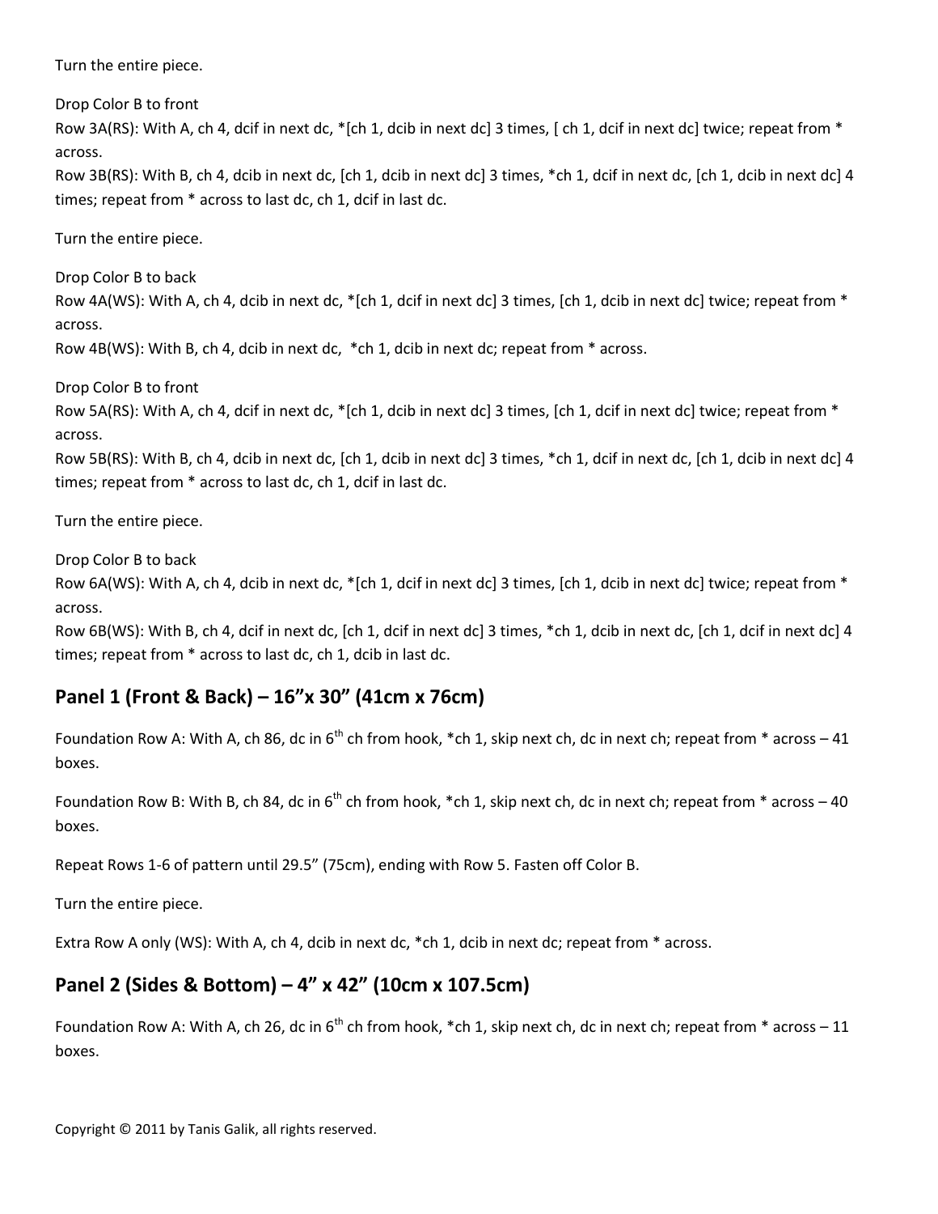Turn the entire piece.

Drop Color B to front

Row 3A(RS): With A, ch 4, dcif in next dc, *[ch 1, dcib in next dc] 3 times, [ ch 1, dcif in next dc] twice; repeat from * across.

Row 3B(RS): With B, ch 4, dcib in next dc, [ch 1, dcib in next dc] 3 times, *ch 1, dcif in next dc, [ch 1, dcib in next dc] 4 times; repeat from * across to last dc, ch 1, dcif in last dc.

Turn the entire piece.

Drop Color B to back

Row 4A(WS): With A, ch 4, dcib in next dc, *[ch 1, dcif in next dc] 3 times, [ch 1, dcib in next dc] twice; repeat from * across.

Row 4B(WS): With B, ch 4, dcib in next dc, *ch 1, dcib in next dc; repeat from * across.

Drop Color B to front

Row 5A(RS): With A, ch 4, dcif in next dc, *[ch 1, dcib in next dc] 3 times, [ch 1, dcif in next dc] twice; repeat from * across.

Row 5B(RS): With B, ch 4, dcib in next dc, [ch 1, dcib in next dc] 3 times, *ch 1, dcif in next dc, [ch 1, dcib in next dc] 4 times; repeat from * across to last dc, ch 1, dcif in last dc.

Turn the entire piece.

Drop Color B to back

Row 6A(WS): With A, ch 4, dcib in next dc, *[ch 1, dcif in next dc] 3 times, [ch 1, dcib in next dc] twice; repeat from * across.

Row 6B(WS): With B, ch 4, dcif in next dc, [ch 1, dcif in next dc] 3 times, *ch 1, dcib in next dc, [ch 1, dcif in next dc] 4 times; repeat from * across to last dc, ch 1, dcib in last dc.

## Panel 1 (Front & Back) – 16"x 30" (41cm x 76cm)

Foundation Row A: With A, ch 86, dc in 6th ch from hook, *ch 1, skip next ch, dc in next ch; repeat from * across – 41 boxes.

Foundation Row B: With B, ch 84, dc in 6th ch from hook, *ch 1, skip next ch, dc in next ch; repeat from * across – 40 boxes.

Repeat Rows 1-6 of pattern until 29.5" (75cm), ending with Row 5. Fasten off Color B.

Turn the entire piece.

Extra Row A only (WS): With A, ch 4, dcib in next dc, *ch 1, dcib in next dc; repeat from * across.

## Panel 2 (Sides & Bottom) – 4" x 42" (10cm x 107.5cm)

Foundation Row A: With A, ch 26, dc in 6th ch from hook, *ch 1, skip next ch, dc in next ch; repeat from * across – 11 boxes.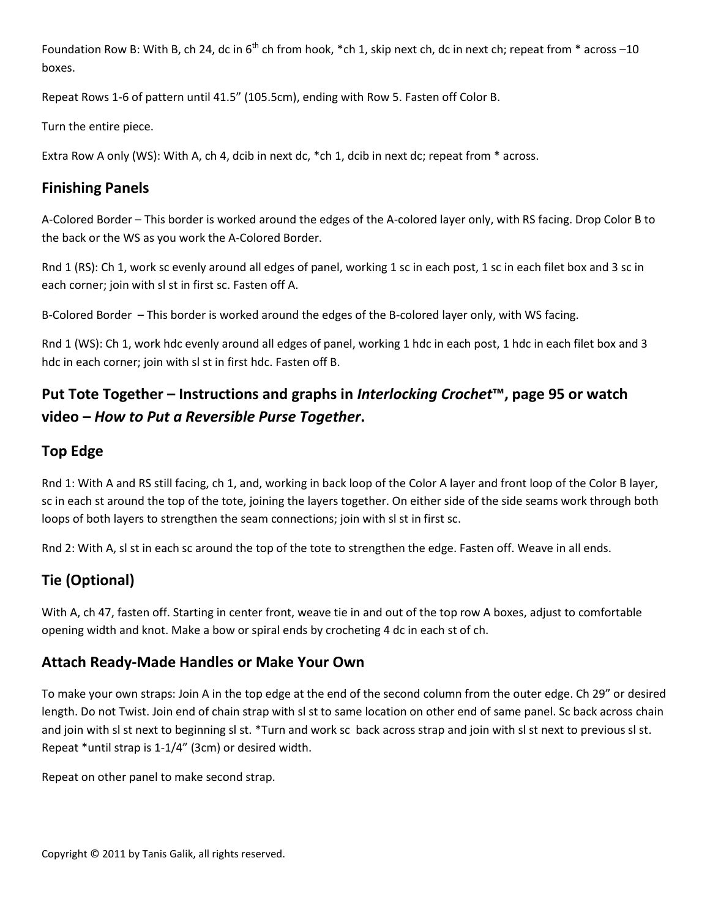Foundation Row B: With B, ch 24, dc in 6th ch from hook, *ch 1, skip next ch, dc in next ch; repeat from * across –10 boxes.

Repeat Rows 1-6 of pattern until 41.5" (105.5cm), ending with Row 5. Fasten off Color B.

Turn the entire piece.

Extra Row A only (WS): With A, ch 4, dcib in next dc, *ch 1, dcib in next dc; repeat from * across.

## Finishing Panels

A-Colored Border – This border is worked around the edges of the A-colored layer only, with RS facing. Drop Color B to the back or the WS as you work the A-Colored Border.

Rnd 1 (RS): Ch 1, work sc evenly around all edges of panel, working 1 sc in each post, 1 sc in each filet box and 3 sc in each corner; join with sl st in first sc. Fasten off A.

B-Colored Border – This border is worked around the edges of the B-colored layer only, with WS facing.

Rnd 1 (WS): Ch 1, work hdc evenly around all edges of panel, working 1 hdc in each post, 1 hdc in each filet box and 3 hdc in each corner; join with sl st in first hdc. Fasten off B.

## Put Tote Together – Instructions and graphs in *Interlocking Crochet*™, page 95 or watch video – *How to Put a Reversible Purse Together*.

## Top Edge

Rnd 1: With A and RS still facing, ch 1, and, working in back loop of the Color A layer and front loop of the Color B layer, sc in each st around the top of the tote, joining the layers together. On either side of the side seams work through both loops of both layers to strengthen the seam connections; join with sl st in first sc.

Rnd 2: With A, sl st in each sc around the top of the tote to strengthen the edge. Fasten off. Weave in all ends.

## Tie (Optional)

With A, ch 47, fasten off. Starting in center front, weave tie in and out of the top row A boxes, adjust to comfortable opening width and knot. Make a bow or spiral ends by crocheting 4 dc in each st of ch.

## Attach Ready-Made Handles or Make Your Own

To make your own straps: Join A in the top edge at the end of the second column from the outer edge. Ch 29" or desired length. Do not Twist. Join end of chain strap with sl st to same location on other end of same panel. Sc back across chain and join with sl st next to beginning sl st. *Turn and work sc back across strap and join with sl st next to previous sl st. Repeat *until strap is 1-1/4" (3cm) or desired width.

Repeat on other panel to make second strap.

Copyright © 2011 by Tanis Galik, all rights reserved.